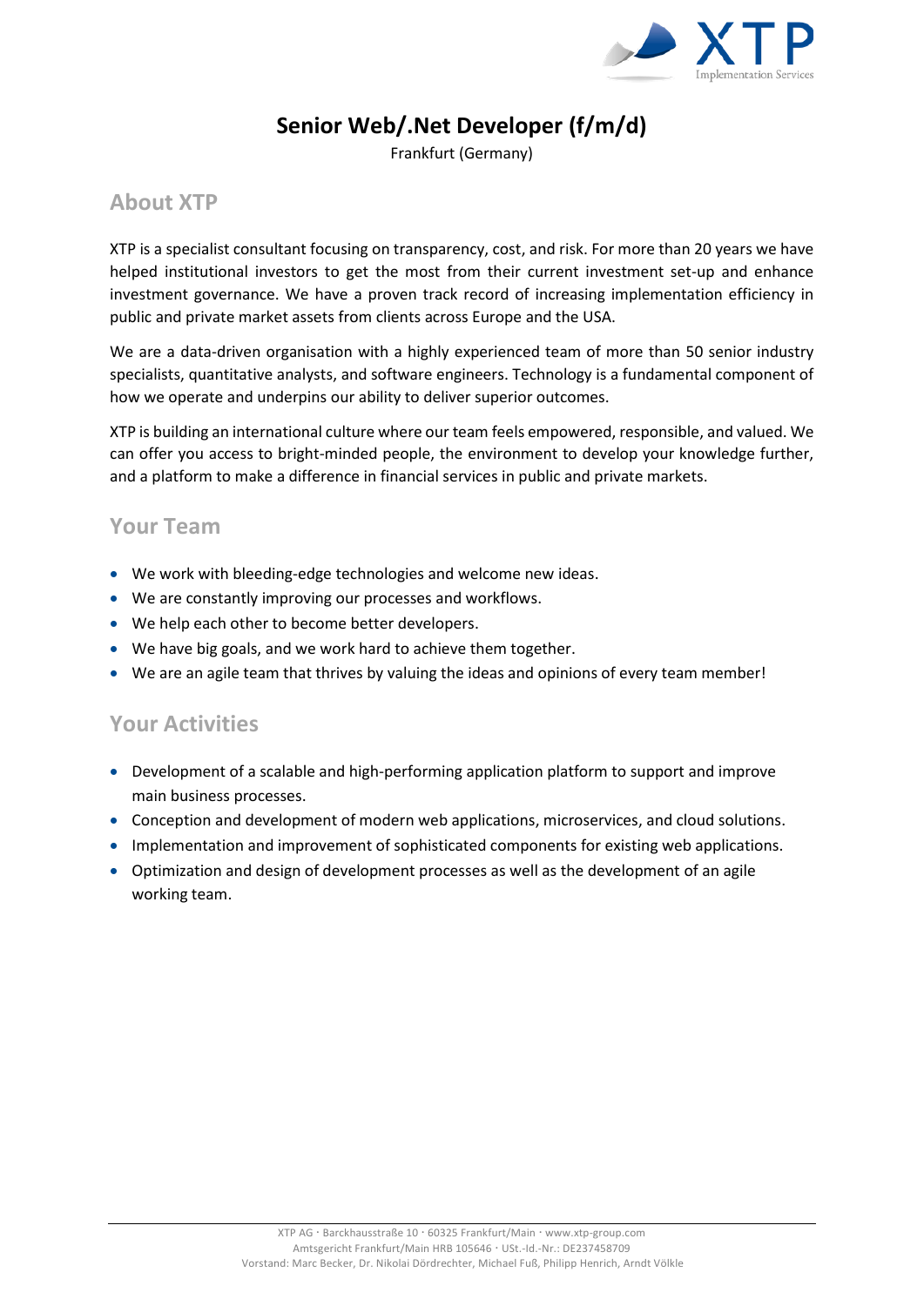# Senior Web/.Net Developer (f/m/d)

Frankfurt (Germany)

## About XTP

XTP is a specialist consultant focusing on transparency, cost, and risk. For more than 20 years we have helped institutional investors to get the most from their current investment set-up and enhance investment governance. We have a proven track record of increasing implementation efficiency in public and private market assets from clients across Europe and the USA.

We are a data-driven organisation with a highly experienced team of more than 50 senior industry specialists, quantitative analysts, and software engineers. Technology is a fundamental component of how we operate and underpins our ability to deliver superior outcomes.

XTP is building an international culture where our team feels empowered, responsible, and valued. We can offer you access to bright-minded people, the environment to develop your knowledge further, and a platform to make a difference in financial services in public and private markets.

## Your Team

- We work with bleeding-edge technologies and welcome new ideas.
- We are constantly improving our processes and workflows.
- We help each other to become better developers.
- We have big goals, and we work hard to achieve them together.
- We are an agile team that thrives by valuing the ideas and opinions of every team member!

## Your Activities

- Development of a scalable and high-performing application platform to support and improve main business processes.
- Conception and development of modern web applications, microservices, and cloud solutions.
- Implementation and improvement of sophisticated components for existing web applications.
- Optimization and design of development processes as well as the development of an agile working team.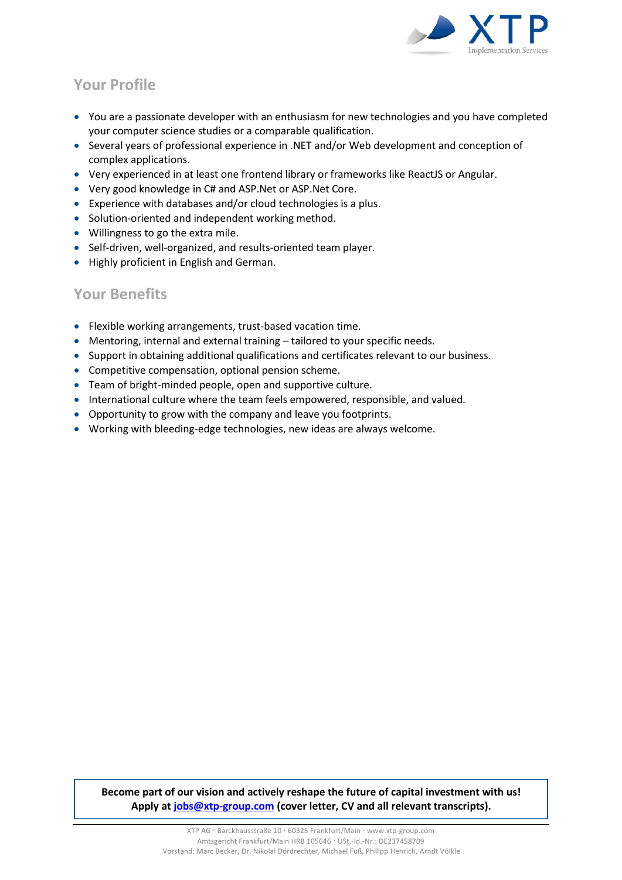## Your Profile

- You are a passionate developer with an enthusiasm for new technologies and you have completed your computer science studies or a comparable qualification.
- Several years of professional experience in .NET and/or Web development and conception of complex applications.
- Very experienced in at least one frontend library or frameworks like ReactJS or Angular.
- Very good knowledge in C# and ASP.Net or ASP.Net Core.
- Experience with databases and/or cloud technologies is a plus.
- Solution-oriented and independent working method.
- Willingness to go the extra mile.
- Self-driven, well-organized, and results-oriented team player.
- Highly proficient in English and German.

## Your Benefits

- Flexible working arrangements, trust-based vacation time.
- Mentoring, internal and external training – tailored to your specific needs.
- Support in obtaining additional qualifications and certificates relevant to our business.
- Competitive compensation, optional pension scheme.
- Team of bright-minded people, open and supportive culture.
- International culture where the team feels empowered, responsible, and valued.
- Opportunity to grow with the company and leave you footprints.
- Working with bleeding-edge technologies, new ideas are always welcome.

**Become part of our vision and actively reshape the future of capital investment with us!**
**Apply at [jobs@xtp-group.com](mailto:jobs@xtp-group.com) (cover letter, CV and all relevant transcripts).**

XTP AG · Barckhausstraße 10 · 60325 Frankfurt/Main · www.xtp-group.com
Amtsgericht Frankfurt/Main HRB 105646 · USt.-Id.-Nr.: DE237458709
Vorstand: Marc Becker, Dr. Nikolai Dördrechter, Michael Fuß, Philipp Henrich, Arndt Völkle